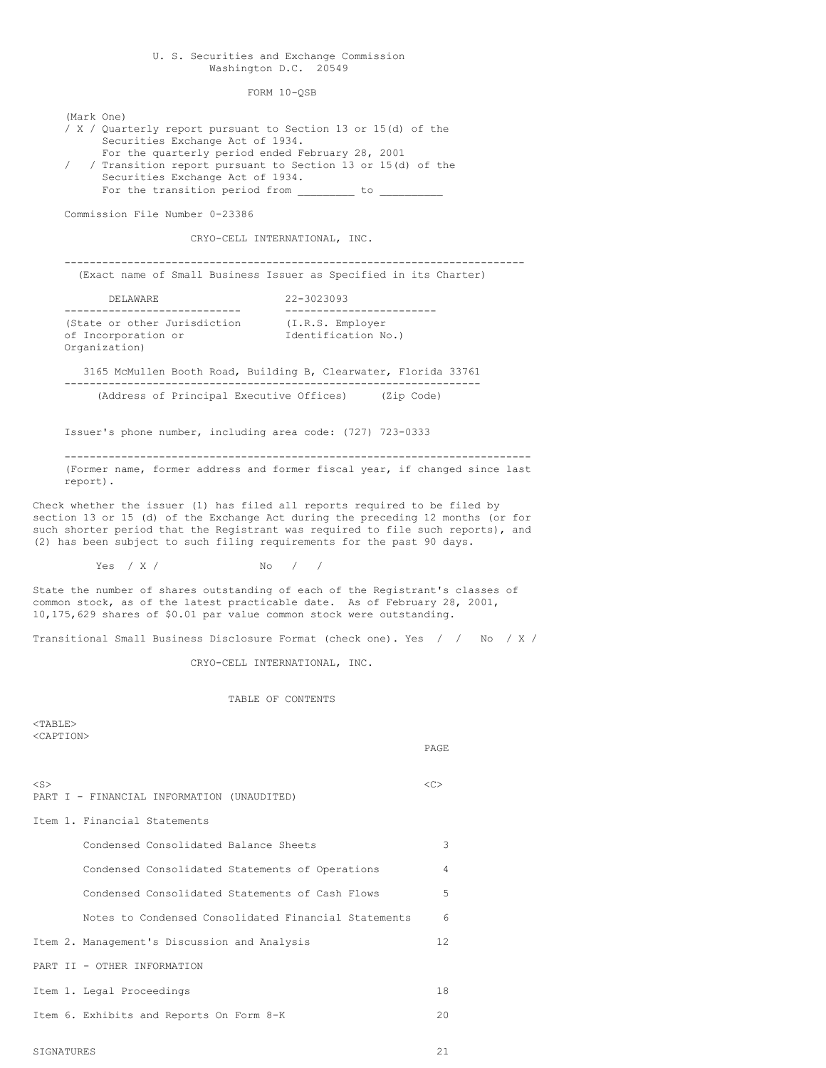U. S. Securities and Exchange Commission
Washington D.C. 20549

FORM 10-QSB

(Mark One)

/ X / Quarterly report pursuant to Section 13 or 15(d) of the Securities Exchange Act of 1934.
For the quarterly period ended February 28, 2001

/ / Transition report pursuant to Section 13 or 15(d) of the Securities Exchange Act of 1934.
For the transition period from ________ to _________

Commission File Number 0-23386

CRYO-CELL INTERNATIONAL, INC.

(Exact name of Small Business Issuer as Specified in its Charter)

| DELAWARE | 22-3023093 |
|---|---|
| (State or other Jurisdiction of Incorporation or Organization) | (I.R.S. Employer Identification No.) |

3165 McMullen Booth Road, Building B, Clearwater, Florida 33761

(Address of Principal Executive Offices) (Zip Code)

Issuer's phone number, including area code: (727) 723-0333

(Former name, former address and former fiscal year, if changed since last report).

Check whether the issuer (1) has filed all reports required to be filed by section 13 or 15 (d) of the Exchange Act during the preceding 12 months (or for such shorter period that the Registrant was required to file such reports), and (2) has been subject to such filing requirements for the past 90 days.

Yes / X / No / /

State the number of shares outstanding of each of the Registrant's classes of common stock, as of the latest practicable date. As of February 28, 2001, 10,175,629 shares of $0.01 par value common stock were outstanding.

Transitional Small Business Disclosure Format (check one). Yes / / No / X /

CRYO-CELL INTERNATIONAL, INC.

TABLE OF CONTENTS

| | PAGE |
|---|---|
| PART I - FINANCIAL INFORMATION (UNAUDITED) | |
| Item 1. Financial Statements | |
| Condensed Consolidated Balance Sheets | 3 |
| Condensed Consolidated Statements of Operations | 4 |
| Condensed Consolidated Statements of Cash Flows | 5 |
| Notes to Condensed Consolidated Financial Statements | 6 |
| Item 2. Management's Discussion and Analysis | 12 |
| PART II - OTHER INFORMATION | |
| Item 1. Legal Proceedings | 18 |
| Item 6. Exhibits and Reports On Form 8-K | 20 |
| SIGNATURES | 21 |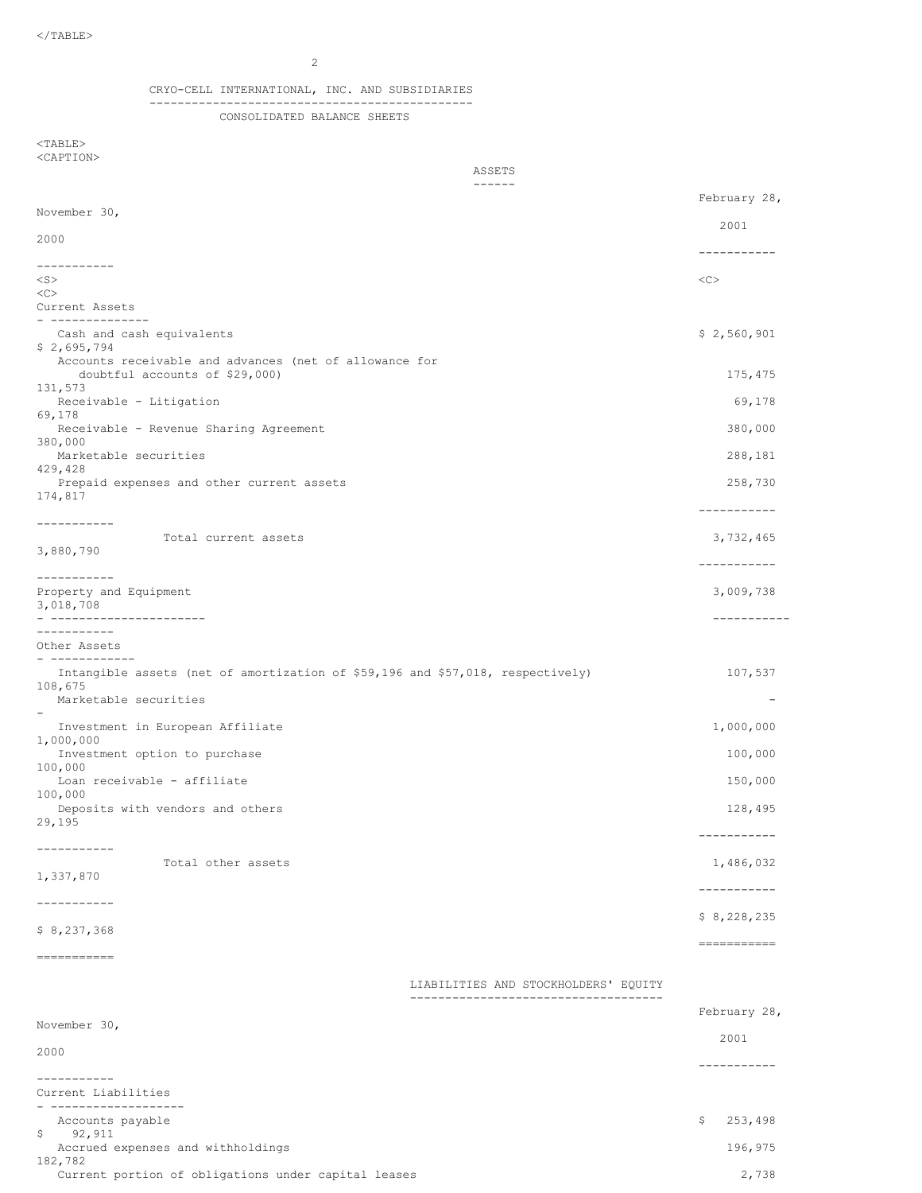# CRYO-CELL INTERNATIONAL, INC. AND SUBSIDIARIES

## CONSOLIDATED BALANCE SHEETS

### ASSETS

| | February 28, 2001 | November 30, 2000 |
|---|---|---|
| **Current Assets** | | |
| Cash and cash equivalents | $ 2,560,901 | $ 2,695,794 |
| Accounts receivable and advances (net of allowance for doubtful accounts of $29,000) | 175,475 | 131,573 |
| Receivable - Litigation | 69,178 | 69,178 |
| Receivable - Revenue Sharing Agreement | 380,000 | 380,000 |
| Marketable securities | 288,181 | 429,428 |
| Prepaid expenses and other current assets | 258,730 | 174,817 |
| Total current assets | 3,732,465 | 3,880,790 |
| **Property and Equipment** | 3,009,738 | 3,018,708 |
| **Other Assets** | | |
| Intangible assets (net of amortization of $59,196 and $57,018, respectively) | 107,537 | 108,675 |
| Marketable securities | - | - |
| Investment in European Affiliate | 1,000,000 | 1,000,000 |
| Investment option to purchase | 100,000 | 100,000 |
| Loan receivable - affiliate | 150,000 | 100,000 |
| Deposits with vendors and others | 128,495 | 29,195 |
| Total other assets | 1,486,032 | 1,337,870 |
| | $ 8,228,235 | $ 8,237,368 |

### LIABILITIES AND STOCKHOLDERS' EQUITY

| | February 28, 2001 | November 30, 2000 |
|---|---|---|
| **Current Liabilities** | | |
| Accounts payable | $ 253,498 | $ 92,911 |
| Accrued expenses and withholdings | 196,975 | 182,782 |
| Current portion of obligations under capital leases | 2,738 | |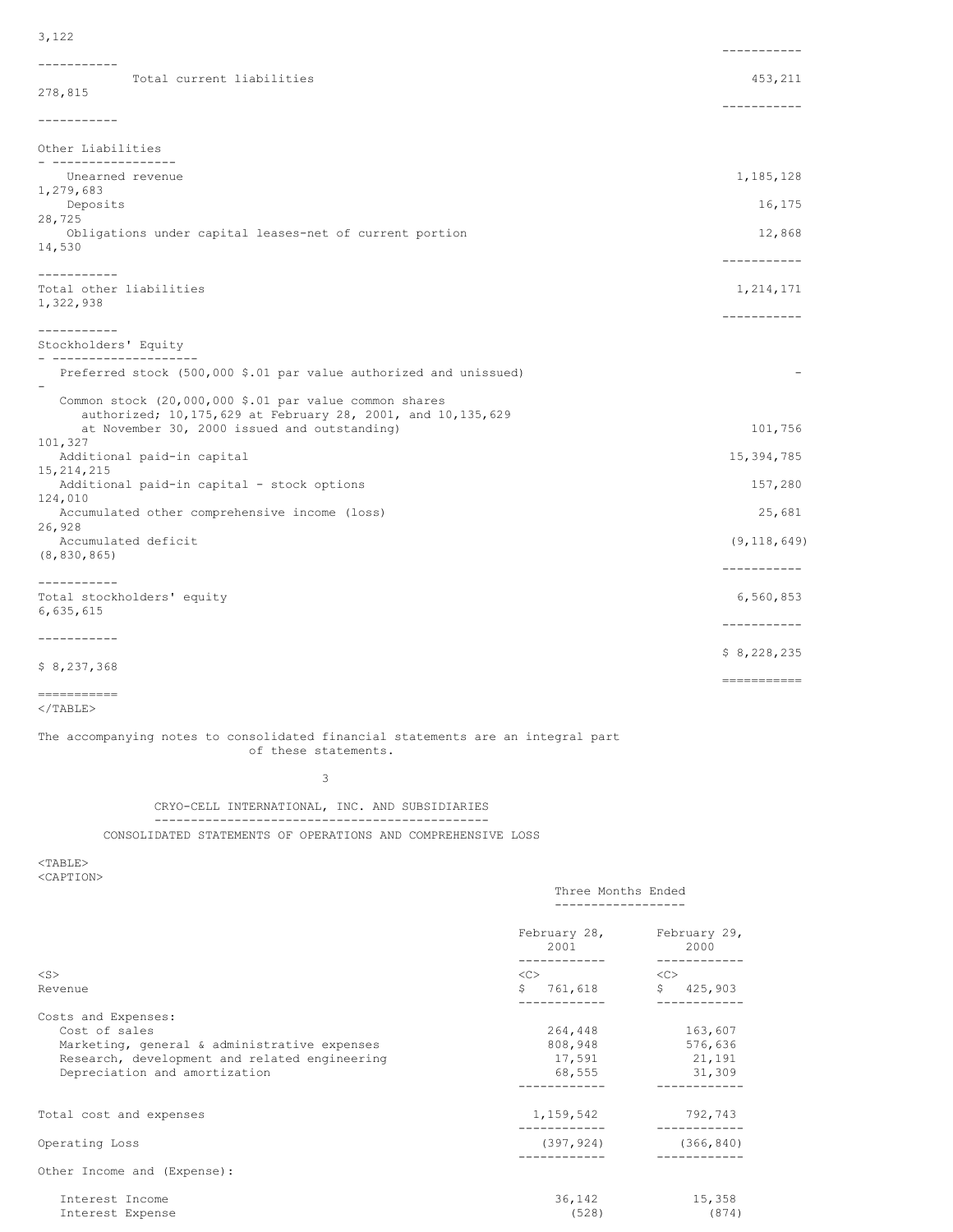| | February 28, 2001 | November 30, 2000 |
|---|---|---|
| | 3,122 | |
| Total current liabilities | 453,211 | 278,815 |
| Other Liabilities | | |
| Unearned revenue | 1,185,128 | 1,279,683 |
| Deposits | 16,175 | 28,725 |
| Obligations under capital leases-net of current portion | 12,868 | 14,530 |
| Total other liabilities | 1,214,171 | 1,322,938 |
| Stockholders' Equity | | |
| Preferred stock (500,000 $.01 par value authorized and unissued) | - | - |
| Common stock (20,000,000 $.01 par value common shares authorized; 10,175,629 at February 28, 2001, and 10,135,629 at November 30, 2000 issued and outstanding) | 101,756 | 101,327 |
| Additional paid-in capital | 15,394,785 | 15,214,215 |
| Additional paid-in capital - stock options | 157,280 | 124,010 |
| Accumulated other comprehensive income (loss) | 25,681 | 26,928 |
| Accumulated deficit | (9,118,649) | (8,830,865) |
| Total stockholders' equity | 6,560,853 | 6,635,615 |
| | $ 8,228,235 | $ 8,237,368 |

The accompanying notes to consolidated financial statements are an integral part of these statements.

## CRYO-CELL INTERNATIONAL, INC. AND SUBSIDIARIES

### CONSOLIDATED STATEMENTS OF OPERATIONS AND COMPREHENSIVE LOSS

| | Three Months Ended | |
|---|---|---|
| | February 28, 2001 | February 29, 2000 |
| Revenue | $ 761,618 | $ 425,903 |
| Costs and Expenses: | | |
| Cost of sales | 264,448 | 163,607 |
| Marketing, general & administrative expenses | 808,948 | 576,636 |
| Research, development and related engineering | 17,591 | 21,191 |
| Depreciation and amortization | 68,555 | 31,309 |
| Total cost and expenses | 1,159,542 | 792,743 |
| Operating Loss | (397,924) | (366,840) |
| Other Income and (Expense): | | |
| Interest Income | 36,142 | 15,358 |
| Interest Expense | (528) | (874) |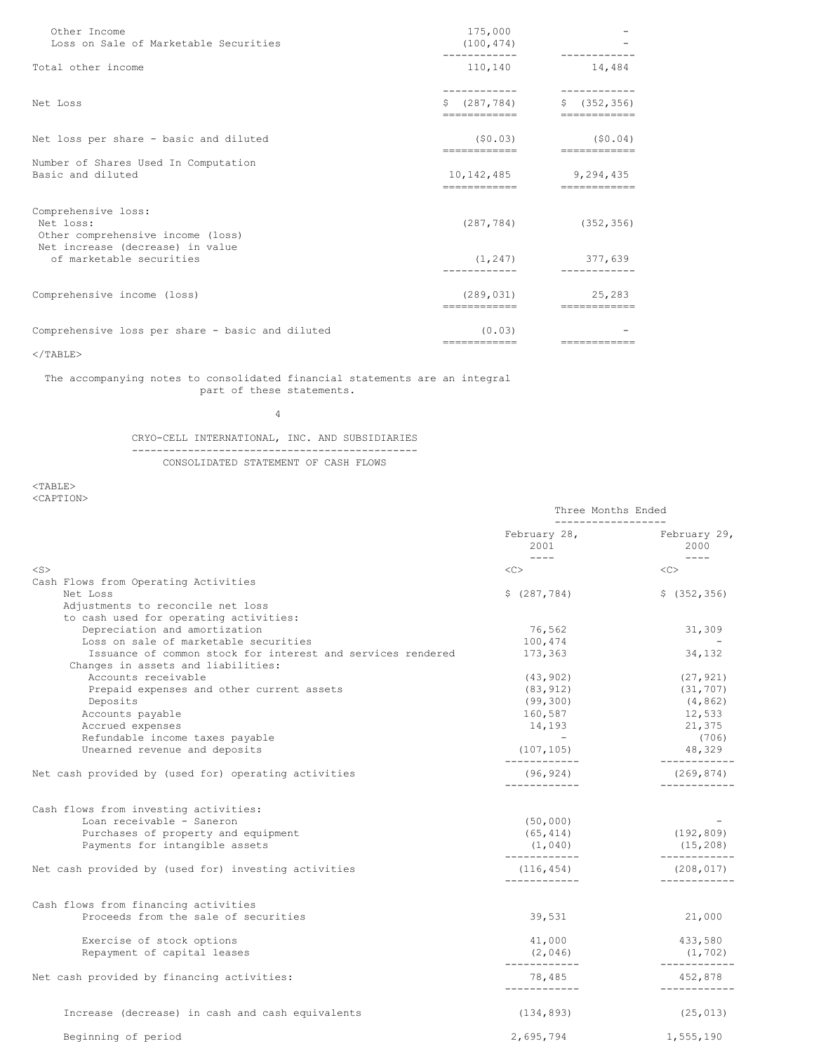| | | |
|---|---|---|
| Other Income | 175,000 | - |
| Loss on Sale of Marketable Securities | (100,474) | - |
| Total other income | 110,140 | 14,484 |
| Net Loss | $ (287,784) | $ (352,356) |
| Net loss per share - basic and diluted | ($0.03) | ($0.04) |
| Number of Shares Used In Computation Basic and diluted | 10,142,485 | 9,294,435 |
| Comprehensive loss: | | |
| Net loss: | (287,784) | (352,356) |
| Other comprehensive income (loss) | | |
| Net increase (decrease) in value of marketable securities | (1,247) | 377,639 |
| Comprehensive income (loss) | (289,031) | 25,283 |
| Comprehensive loss per share - basic and diluted | (0.03) | - |

The accompanying notes to consolidated financial statements are an integral part of these statements.

CRYO-CELL INTERNATIONAL, INC. AND SUBSIDIARIES

CONSOLIDATED STATEMENT OF CASH FLOWS

| | Three Months Ended | |
|---|---|---|
| | February 28, 2001 | February 29, 2000 |
| Cash Flows from Operating Activities | | |
| Net Loss | $ (287,784) | $ (352,356) |
| Adjustments to reconcile net loss to cash used for operating activities: | | |
| Depreciation and amortization | 76,562 | 31,309 |
| Loss on sale of marketable securities | 100,474 | - |
| Issuance of common stock for interest and services rendered | 173,363 | 34,132 |
| Changes in assets and liabilities: | | |
| Accounts receivable | (43,902) | (27,921) |
| Prepaid expenses and other current assets | (83,912) | (31,707) |
| Deposits | (99,300) | (4,862) |
| Accounts payable | 160,587 | 12,533 |
| Accrued expenses | 14,193 | 21,375 |
| Refundable income taxes payable | - | (706) |
| Unearned revenue and deposits | (107,105) | 48,329 |
| Net cash provided by (used for) operating activities | (96,924) | (269,874) |
| Cash flows from investing activities: | | |
| Loan receivable - Saneron | (50,000) | - |
| Purchases of property and equipment | (65,414) | (192,809) |
| Payments for intangible assets | (1,040) | (15,208) |
| Net cash provided by (used for) investing activities | (116,454) | (208,017) |
| Cash flows from financing activities | | |
| Proceeds from the sale of securities | 39,531 | 21,000 |
| Exercise of stock options | 41,000 | 433,580 |
| Repayment of capital leases | (2,046) | (1,702) |
| Net cash provided by financing activities: | 78,485 | 452,878 |
| Increase (decrease) in cash and cash equivalents | (134,893) | (25,013) |
| Beginning of period | 2,695,794 | 1,555,190 |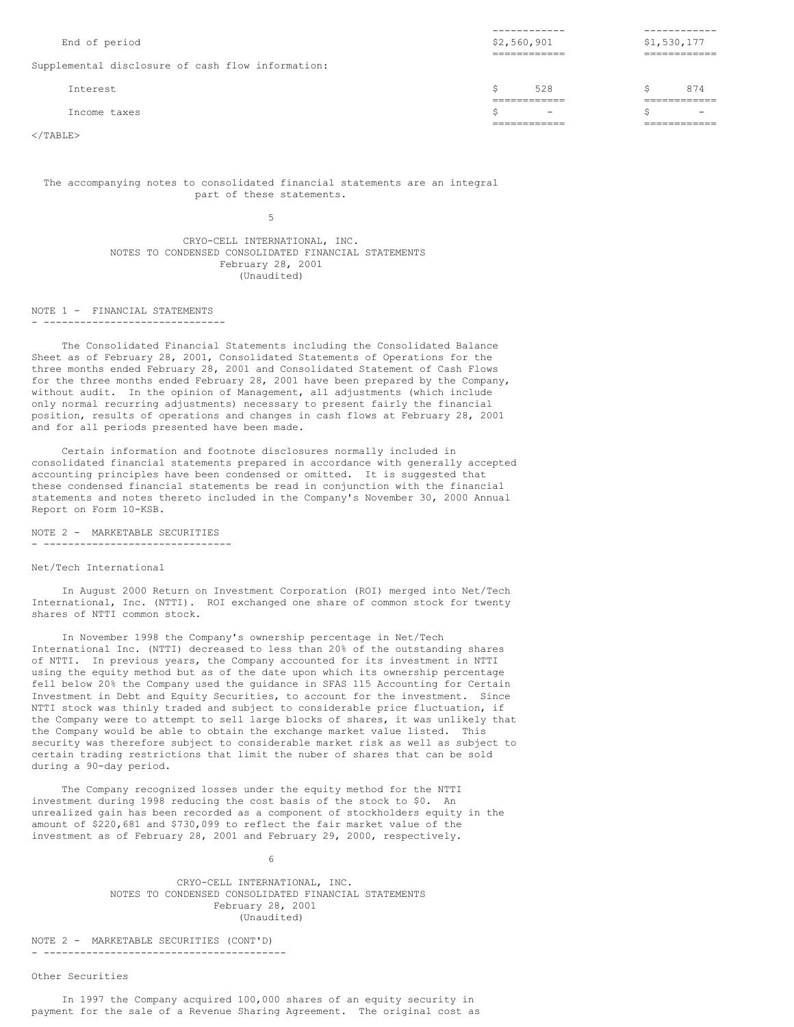| | | |
|---|---|---|
| End of period | $2,560,901 | $1,530,177 |
| Supplemental disclosure of cash flow information: | | |
| Interest | $ 528 | $ 874 |
| Income taxes | $ - | $ - |

The accompanying notes to consolidated financial statements are an integral part of these statements.

CRYO-CELL INTERNATIONAL, INC.
NOTES TO CONDENSED CONSOLIDATED FINANCIAL STATEMENTS
February 28, 2001
(Unaudited)

## NOTE 1 - FINANCIAL STATEMENTS

The Consolidated Financial Statements including the Consolidated Balance Sheet as of February 28, 2001, Consolidated Statements of Operations for the three months ended February 28, 2001 and Consolidated Statement of Cash Flows for the three months ended February 28, 2001 have been prepared by the Company, without audit. In the opinion of Management, all adjustments (which include only normal recurring adjustments) necessary to present fairly the financial position, results of operations and changes in cash flows at February 28, 2001 and for all periods presented have been made.

Certain information and footnote disclosures normally included in consolidated financial statements prepared in accordance with generally accepted accounting principles have been condensed or omitted. It is suggested that these condensed financial statements be read in conjunction with the financial statements and notes thereto included in the Company's November 30, 2000 Annual Report on Form 10-KSB.

## NOTE 2 - MARKETABLE SECURITIES

Net/Tech International

In August 2000 Return on Investment Corporation (ROI) merged into Net/Tech International, Inc. (NTTI). ROI exchanged one share of common stock for twenty shares of NTTI common stock.

In November 1998 the Company's ownership percentage in Net/Tech International Inc. (NTTI) decreased to less than 20% of the outstanding shares of NTTI. In previous years, the Company accounted for its investment in NTTI using the equity method but as of the date upon which its ownership percentage fell below 20% the Company used the guidance in SFAS 115 Accounting for Certain Investment in Debt and Equity Securities, to account for the investment. Since NTTI stock was thinly traded and subject to considerable price fluctuation, if the Company were to attempt to sell large blocks of shares, it was unlikely that the Company would be able to obtain the exchange market value listed. This security was therefore subject to considerable market risk as well as subject to certain trading restrictions that limit the nuber of shares that can be sold during a 90-day period.

The Company recognized losses under the equity method for the NTTI investment during 1998 reducing the cost basis of the stock to $0. An unrealized gain has been recorded as a component of stockholders equity in the amount of $220,681 and $730,099 to reflect the fair market value of the investment as of February 28, 2001 and February 29, 2000, respectively.

CRYO-CELL INTERNATIONAL, INC.
NOTES TO CONDENSED CONSOLIDATED FINANCIAL STATEMENTS
February 28, 2001
(Unaudited)

## NOTE 2 - MARKETABLE SECURITIES (CONT'D)

Other Securities

In 1997 the Company acquired 100,000 shares of an equity security in payment for the sale of a Revenue Sharing Agreement. The original cost as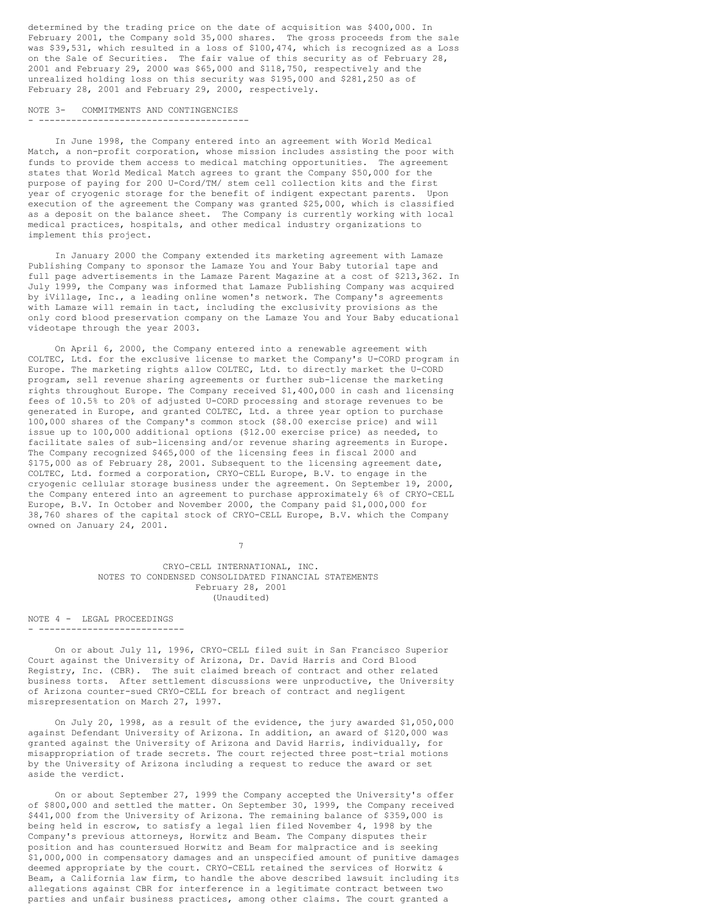determined by the trading price on the date of acquisition was $400,000. In February 2001, the Company sold 35,000 shares. The gross proceeds from the sale was $39,531, which resulted in a loss of $100,474, which is recognized as a Loss on the Sale of Securities. The fair value of this security as of February 28, 2001 and February 29, 2000 was $65,000 and $118,750, respectively and the unrealized holding loss on this security was $195,000 and $281,250 as of February 28, 2001 and February 29, 2000, respectively.

## NOTE 3- COMMITMENTS AND CONTINGENCIES

In June 1998, the Company entered into an agreement with World Medical Match, a non-profit corporation, whose mission includes assisting the poor with funds to provide them access to medical matching opportunities. The agreement states that World Medical Match agrees to grant the Company $50,000 for the purpose of paying for 200 U-Cord/TM/ stem cell collection kits and the first year of cryogenic storage for the benefit of indigent expectant parents. Upon execution of the agreement the Company was granted $25,000, which is classified as a deposit on the balance sheet. The Company is currently working with local medical practices, hospitals, and other medical industry organizations to implement this project.

In January 2000 the Company extended its marketing agreement with Lamaze Publishing Company to sponsor the Lamaze You and Your Baby tutorial tape and full page advertisements in the Lamaze Parent Magazine at a cost of $213,362. In July 1999, the Company was informed that Lamaze Publishing Company was acquired by iVillage, Inc., a leading online women's network. The Company's agreements with Lamaze will remain in tact, including the exclusivity provisions as the only cord blood preservation company on the Lamaze You and Your Baby educational videotape through the year 2003.

On April 6, 2000, the Company entered into a renewable agreement with COLTEC, Ltd. for the exclusive license to market the Company's U-CORD program in Europe. The marketing rights allow COLTEC, Ltd. to directly market the U-CORD program, sell revenue sharing agreements or further sub-license the marketing rights throughout Europe. The Company received $1,400,000 in cash and licensing fees of 10.5% to 20% of adjusted U-CORD processing and storage revenues to be generated in Europe, and granted COLTEC, Ltd. a three year option to purchase 100,000 shares of the Company's common stock ($8.00 exercise price) and will issue up to 100,000 additional options ($12.00 exercise price) as needed, to facilitate sales of sub-licensing and/or revenue sharing agreements in Europe. The Company recognized $465,000 of the licensing fees in fiscal 2000 and $175,000 as of February 28, 2001. Subsequent to the licensing agreement date, COLTEC, Ltd. formed a corporation, CRYO-CELL Europe, B.V. to engage in the cryogenic cellular storage business under the agreement. On September 19, 2000, the Company entered into an agreement to purchase approximately 6% of CRYO-CELL Europe, B.V. In October and November 2000, the Company paid $1,000,000 for 38,760 shares of the capital stock of CRYO-CELL Europe, B.V. which the Company owned on January 24, 2001.

CRYO-CELL INTERNATIONAL, INC.
NOTES TO CONDENSED CONSOLIDATED FINANCIAL STATEMENTS
February 28, 2001
(Unaudited)

## NOTE 4 - LEGAL PROCEEDINGS

On or about July 11, 1996, CRYO-CELL filed suit in San Francisco Superior Court against the University of Arizona, Dr. David Harris and Cord Blood Registry, Inc. (CBR). The suit claimed breach of contract and other related business torts. After settlement discussions were unproductive, the University of Arizona counter-sued CRYO-CELL for breach of contract and negligent misrepresentation on March 27, 1997.

On July 20, 1998, as a result of the evidence, the jury awarded $1,050,000 against Defendant University of Arizona. In addition, an award of $120,000 was granted against the University of Arizona and David Harris, individually, for misappropriation of trade secrets. The court rejected three post-trial motions by the University of Arizona including a request to reduce the award or set aside the verdict.

On or about September 27, 1999 the Company accepted the University's offer of $800,000 and settled the matter. On September 30, 1999, the Company received $441,000 from the University of Arizona. The remaining balance of $359,000 is being held in escrow, to satisfy a legal lien filed November 4, 1998 by the Company's previous attorneys, Horwitz and Beam. The Company disputes their position and has countersued Horwitz and Beam for malpractice and is seeking $1,000,000 in compensatory damages and an unspecified amount of punitive damages deemed appropriate by the court. CRYO-CELL retained the services of Horwitz & Beam, a California law firm, to handle the above described lawsuit including its allegations against CBR for interference in a legitimate contract between two parties and unfair business practices, among other claims. The court granted a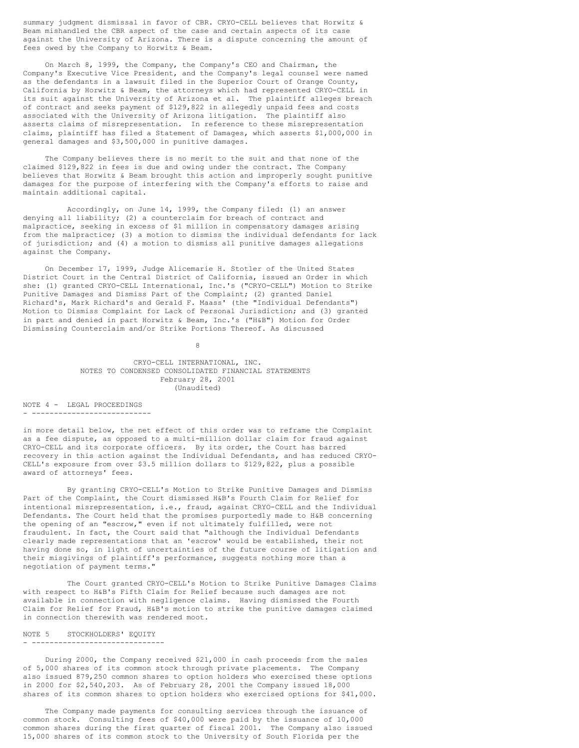summary judgment dismissal in favor of CBR. CRYO-CELL believes that Horwitz & Beam mishandled the CBR aspect of the case and certain aspects of its case against the University of Arizona. There is a dispute concerning the amount of fees owed by the Company to Horwitz & Beam.

On March 8, 1999, the Company, the Company's CEO and Chairman, the Company's Executive Vice President, and the Company's legal counsel were named as the defendants in a lawsuit filed in the Superior Court of Orange County, California by Horwitz & Beam, the attorneys which had represented CRYO-CELL in its suit against the University of Arizona et al. The plaintiff alleges breach of contract and seeks payment of $129,822 in allegedly unpaid fees and costs associated with the University of Arizona litigation. The plaintiff also asserts claims of misrepresentation. In reference to these misrepresentation claims, plaintiff has filed a Statement of Damages, which asserts $1,000,000 in general damages and $3,500,000 in punitive damages.

The Company believes there is no merit to the suit and that none of the claimed $129,822 in fees is due and owing under the contract. The Company believes that Horwitz & Beam brought this action and improperly sought punitive damages for the purpose of interfering with the Company's efforts to raise and maintain additional capital.

Accordingly, on June 14, 1999, the Company filed: (1) an answer denying all liability; (2) a counterclaim for breach of contract and malpractice, seeking in excess of $1 million in compensatory damages arising from the malpractice; (3) a motion to dismiss the individual defendants for lack of jurisdiction; and (4) a motion to dismiss all punitive damages allegations against the Company.

On December 17, 1999, Judge Alicemarie H. Stotler of the United States District Court in the Central District of California, issued an Order in which she: (1) granted CRYO-CELL International, Inc.'s ("CRYO-CELL") Motion to Strike Punitive Damages and Dismiss Part of the Complaint; (2) granted Daniel Richard's, Mark Richard's and Gerald F. Maass' (the "Individual Defendants") Motion to Dismiss Complaint for Lack of Personal Jurisdiction; and (3) granted in part and denied in part Horwitz & Beam, Inc.'s ("H&B") Motion for Order Dismissing Counterclaim and/or Strike Portions Thereof. As discussed in more detail below, the net effect of this order was to reframe the Complaint as a fee dispute, as opposed to a multi-million dollar claim for fraud against CRYO-CELL and its corporate officers. By its order, the Court has barred recovery in this action against the Individual Defendants, and has reduced CRYO-CELL's exposure from over $3.5 million dollars to $129,822, plus a possible award of attorneys' fees.

By granting CRYO-CELL's Motion to Strike Punitive Damages and Dismiss Part of the Complaint, the Court dismissed H&B's Fourth Claim for Relief for intentional misrepresentation, i.e., fraud, against CRYO-CELL and the Individual Defendants. The Court held that the promises purportedly made to H&B concerning the opening of an "escrow," even if not ultimately fulfilled, were not fraudulent. In fact, the Court said that "although the Individual Defendants clearly made representations that an 'escrow' would be established, their not having done so, in light of uncertainties of the future course of litigation and their misgivings of plaintiff's performance, suggests nothing more than a negotiation of payment terms."

The Court granted CRYO-CELL's Motion to Strike Punitive Damages Claims with respect to H&B's Fifth Claim for Relief because such damages are not available in connection with negligence claims. Having dismissed the Fourth Claim for Relief for Fraud, H&B's motion to strike the punitive damages claimed in connection therewith was rendered moot.

## NOTE 5 STOCKHOLDERS' EQUITY

During 2000, the Company received $21,000 in cash proceeds from the sales of 5,000 shares of its common stock through private placements. The Company also issued 879,250 common shares to option holders who exercised these options in 2000 for $2,540,203. As of February 28, 2001 the Company issued 18,000 shares of its common shares to option holders who exercised options for $41,000.

The Company made payments for consulting services through the issuance of common stock. Consulting fees of $40,000 were paid by the issuance of 10,000 common shares during the first quarter of fiscal 2001. The Company also issued 15,000 shares of its common stock to the University of South Florida per the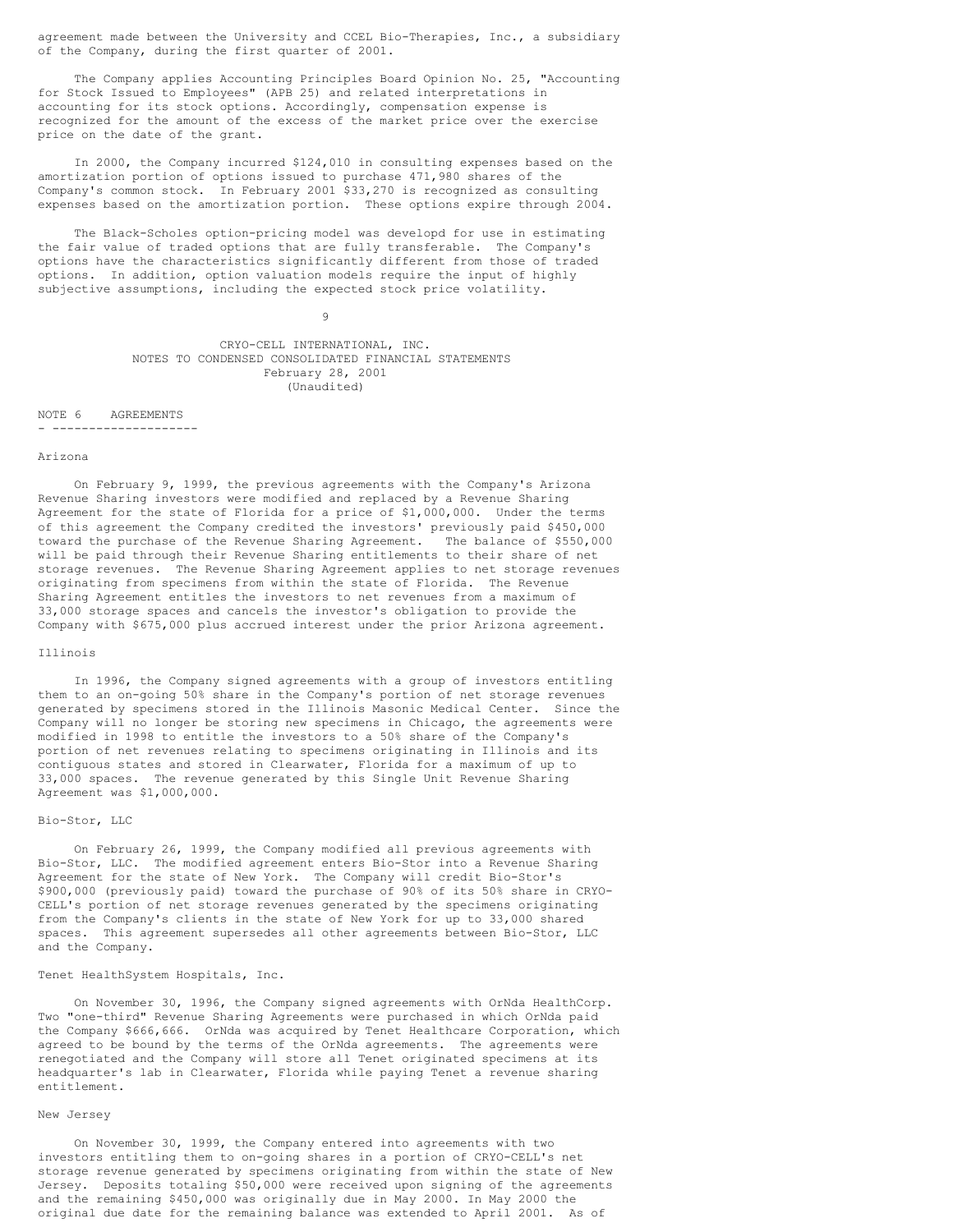agreement made between the University and CCEL Bio-Therapies, Inc., a subsidiary of the Company, during the first quarter of 2001.

The Company applies Accounting Principles Board Opinion No. 25, "Accounting for Stock Issued to Employees" (APB 25) and related interpretations in accounting for its stock options. Accordingly, compensation expense is recognized for the amount of the excess of the market price over the exercise price on the date of the grant.

In 2000, the Company incurred $124,010 in consulting expenses based on the amortization portion of options issued to purchase 471,980 shares of the Company's common stock. In February 2001 $33,270 is recognized as consulting expenses based on the amortization portion. These options expire through 2004.

The Black-Scholes option-pricing model was developd for use in estimating the fair value of traded options that are fully transferable. The Company's options have the characteristics significantly different from those of traded options. In addition, option valuation models require the input of highly subjective assumptions, including the expected stock price volatility.

CRYO-CELL INTERNATIONAL, INC.
NOTES TO CONDENSED CONSOLIDATED FINANCIAL STATEMENTS
February 28, 2001
(Unaudited)

## NOTE 6 AGREEMENTS

### Arizona

On February 9, 1999, the previous agreements with the Company's Arizona Revenue Sharing investors were modified and replaced by a Revenue Sharing Agreement for the state of Florida for a price of $1,000,000. Under the terms of this agreement the Company credited the investors' previously paid $450,000 toward the purchase of the Revenue Sharing Agreement. The balance of $550,000 will be paid through their Revenue Sharing entitlements to their share of net storage revenues. The Revenue Sharing Agreement applies to net storage revenues originating from specimens from within the state of Florida. The Revenue Sharing Agreement entitles the investors to net revenues from a maximum of 33,000 storage spaces and cancels the investor's obligation to provide the Company with $675,000 plus accrued interest under the prior Arizona agreement.

### Illinois

In 1996, the Company signed agreements with a group of investors entitling them to an on-going 50% share in the Company's portion of net storage revenues generated by specimens stored in the Illinois Masonic Medical Center. Since the Company will no longer be storing new specimens in Chicago, the agreements were modified in 1998 to entitle the investors to a 50% share of the Company's portion of net revenues relating to specimens originating in Illinois and its contiguous states and stored in Clearwater, Florida for a maximum of up to 33,000 spaces. The revenue generated by this Single Unit Revenue Sharing Agreement was $1,000,000.

### Bio-Stor, LLC

On February 26, 1999, the Company modified all previous agreements with Bio-Stor, LLC. The modified agreement enters Bio-Stor into a Revenue Sharing Agreement for the state of New York. The Company will credit Bio-Stor's $900,000 (previously paid) toward the purchase of 90% of its 50% share in CRYO-CELL's portion of net storage revenues generated by the specimens originating from the Company's clients in the state of New York for up to 33,000 shared spaces. This agreement supersedes all other agreements between Bio-Stor, LLC and the Company.

### Tenet HealthSystem Hospitals, Inc.

On November 30, 1996, the Company signed agreements with OrNda HealthCorp. Two "one-third" Revenue Sharing Agreements were purchased in which OrNda paid the Company $666,666. OrNda was acquired by Tenet Healthcare Corporation, which agreed to be bound by the terms of the OrNda agreements. The agreements were renegotiated and the Company will store all Tenet originated specimens at its headquarter's lab in Clearwater, Florida while paying Tenet a revenue sharing entitlement.

### New Jersey

On November 30, 1999, the Company entered into agreements with two investors entitling them to on-going shares in a portion of CRYO-CELL's net storage revenue generated by specimens originating from within the state of New Jersey. Deposits totaling $50,000 were received upon signing of the agreements and the remaining $450,000 was originally due in May 2000. In May 2000 the original due date for the remaining balance was extended to April 2001. As of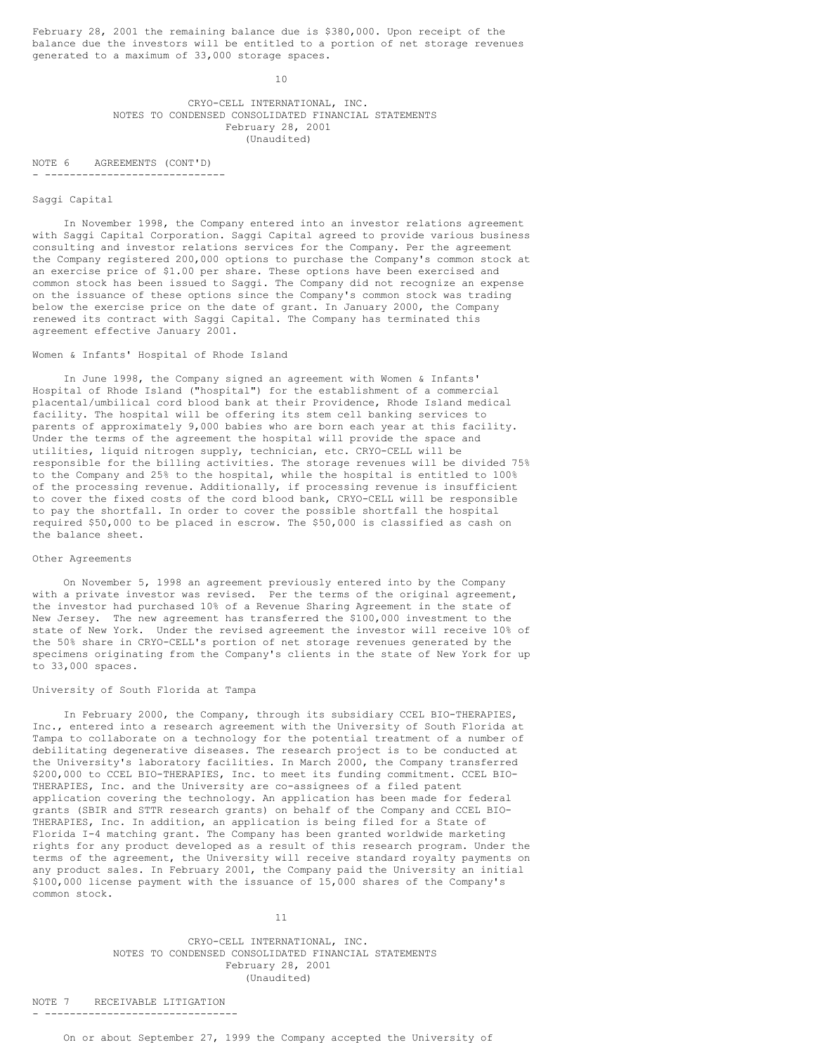February 28, 2001 the remaining balance due is $380,000. Upon receipt of the balance due the investors will be entitled to a portion of net storage revenues generated to a maximum of 33,000 storage spaces.

CRYO-CELL INTERNATIONAL, INC.
NOTES TO CONDENSED CONSOLIDATED FINANCIAL STATEMENTS
February 28, 2001
(Unaudited)

## NOTE 6 AGREEMENTS (CONT'D)

### Saggi Capital

In November 1998, the Company entered into an investor relations agreement with Saggi Capital Corporation. Saggi Capital agreed to provide various business consulting and investor relations services for the Company. Per the agreement the Company registered 200,000 options to purchase the Company's common stock at an exercise price of $1.00 per share. These options have been exercised and common stock has been issued to Saggi. The Company did not recognize an expense on the issuance of these options since the Company's common stock was trading below the exercise price on the date of grant. In January 2000, the Company renewed its contract with Saggi Capital. The Company has terminated this agreement effective January 2001.

### Women & Infants' Hospital of Rhode Island

In June 1998, the Company signed an agreement with Women & Infants' Hospital of Rhode Island ("hospital") for the establishment of a commercial placental/umbilical cord blood bank at their Providence, Rhode Island medical facility. The hospital will be offering its stem cell banking services to parents of approximately 9,000 babies who are born each year at this facility. Under the terms of the agreement the hospital will provide the space and utilities, liquid nitrogen supply, technician, etc. CRYO-CELL will be responsible for the billing activities. The storage revenues will be divided 75% to the Company and 25% to the hospital, while the hospital is entitled to 100% of the processing revenue. Additionally, if processing revenue is insufficient to cover the fixed costs of the cord blood bank, CRYO-CELL will be responsible to pay the shortfall. In order to cover the possible shortfall the hospital required $50,000 to be placed in escrow. The $50,000 is classified as cash on the balance sheet.

### Other Agreements

On November 5, 1998 an agreement previously entered into by the Company with a private investor was revised. Per the terms of the original agreement, the investor had purchased 10% of a Revenue Sharing Agreement in the state of New Jersey. The new agreement has transferred the $100,000 investment to the state of New York. Under the revised agreement the investor will receive 10% of the 50% share in CRYO-CELL's portion of net storage revenues generated by the specimens originating from the Company's clients in the state of New York for up to 33,000 spaces.

### University of South Florida at Tampa

In February 2000, the Company, through its subsidiary CCEL BIO-THERAPIES, Inc., entered into a research agreement with the University of South Florida at Tampa to collaborate on a technology for the potential treatment of a number of debilitating degenerative diseases. The research project is to be conducted at the University's laboratory facilities. In March 2000, the Company transferred $200,000 to CCEL BIO-THERAPIES, Inc. to meet its funding commitment. CCEL BIO-THERAPIES, Inc. and the University are co-assignees of a filed patent application covering the technology. An application has been made for federal grants (SBIR and STTR research grants) on behalf of the Company and CCEL BIO-THERAPIES, Inc. In addition, an application is being filed for a State of Florida I-4 matching grant. The Company has been granted worldwide marketing rights for any product developed as a result of this research program. Under the terms of the agreement, the University will receive standard royalty payments on any product sales. In February 2001, the Company paid the University an initial $100,000 license payment with the issuance of 15,000 shares of the Company's common stock.

CRYO-CELL INTERNATIONAL, INC.
NOTES TO CONDENSED CONSOLIDATED FINANCIAL STATEMENTS
February 28, 2001
(Unaudited)

## NOTE 7 RECEIVABLE LITIGATION

On or about September 27, 1999 the Company accepted the University of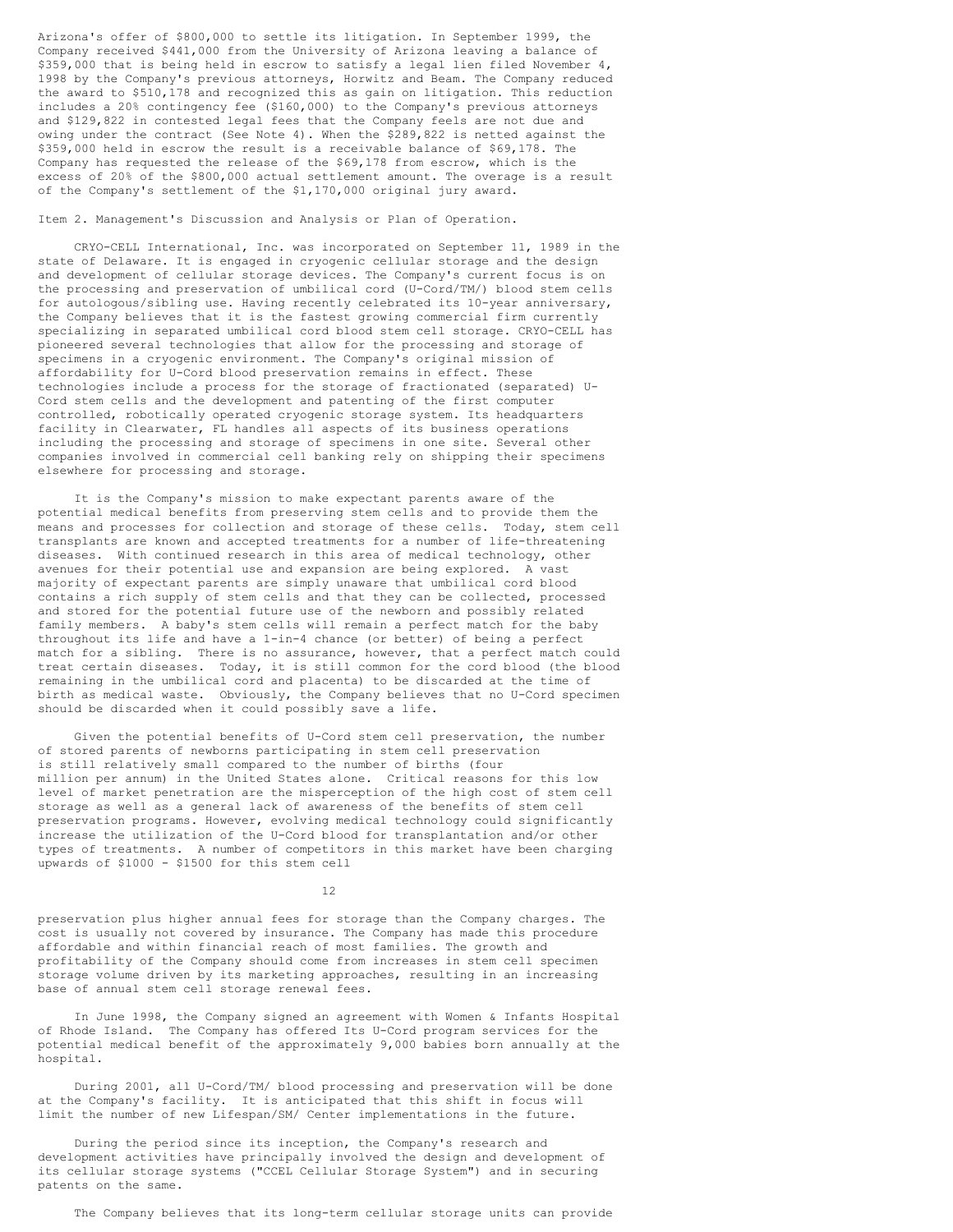Arizona's offer of $800,000 to settle its litigation. In September 1999, the Company received $441,000 from the University of Arizona leaving a balance of $359,000 that is being held in escrow to satisfy a legal lien filed November 4, 1998 by the Company's previous attorneys, Horwitz and Beam. The Company reduced the award to $510,178 and recognized this as gain on litigation. This reduction includes a 20% contingency fee ($160,000) to the Company's previous attorneys and $129,822 in contested legal fees that the Company feels are not due and owing under the contract (See Note 4). When the $289,822 is netted against the $359,000 held in escrow the result is a receivable balance of $69,178. The Company has requested the release of the $69,178 from escrow, which is the excess of 20% of the $800,000 actual settlement amount. The overage is a result of the Company's settlement of the $1,170,000 original jury award.

## Item 2. Management's Discussion and Analysis or Plan of Operation.

CRYO-CELL International, Inc. was incorporated on September 11, 1989 in the state of Delaware. It is engaged in cryogenic cellular storage and the design and development of cellular storage devices. The Company's current focus is on the processing and preservation of umbilical cord (U-Cord/TM/) blood stem cells for autologous/sibling use. Having recently celebrated its 10-year anniversary, the Company believes that it is the fastest growing commercial firm currently specializing in separated umbilical cord blood stem cell storage. CRYO-CELL has pioneered several technologies that allow for the processing and storage of specimens in a cryogenic environment. The Company's original mission of affordability for U-Cord blood preservation remains in effect. These technologies include a process for the storage of fractionated (separated) U-Cord stem cells and the development and patenting of the first computer controlled, robotically operated cryogenic storage system. Its headquarters facility in Clearwater, FL handles all aspects of its business operations including the processing and storage of specimens in one site. Several other companies involved in commercial cell banking rely on shipping their specimens elsewhere for processing and storage.

It is the Company's mission to make expectant parents aware of the potential medical benefits from preserving stem cells and to provide them the means and processes for collection and storage of these cells. Today, stem cell transplants are known and accepted treatments for a number of life-threatening diseases. With continued research in this area of medical technology, other avenues for their potential use and expansion are being explored. A vast majority of expectant parents are simply unaware that umbilical cord blood contains a rich supply of stem cells and that they can be collected, processed and stored for the potential future use of the newborn and possibly related family members. A baby's stem cells will remain a perfect match for the baby throughout its life and have a 1-in-4 chance (or better) of being a perfect match for a sibling. There is no assurance, however, that a perfect match could treat certain diseases. Today, it is still common for the cord blood (the blood remaining in the umbilical cord and placenta) to be discarded at the time of birth as medical waste. Obviously, the Company believes that no U-Cord specimen should be discarded when it could possibly save a life.

Given the potential benefits of U-Cord stem cell preservation, the number of stored parents of newborns participating in stem cell preservation is still relatively small compared to the number of births (four million per annum) in the United States alone. Critical reasons for this low level of market penetration are the misperception of the high cost of stem cell storage as well as a general lack of awareness of the benefits of stem cell preservation programs. However, evolving medical technology could significantly increase the utilization of the U-Cord blood for transplantation and/or other types of treatments. A number of competitors in this market have been charging upwards of $1000 - $1500 for this stem cell preservation plus higher annual fees for storage than the Company charges. The cost is usually not covered by insurance. The Company has made this procedure affordable and within financial reach of most families. The growth and profitability of the Company should come from increases in stem cell specimen storage volume driven by its marketing approaches, resulting in an increasing base of annual stem cell storage renewal fees.

In June 1998, the Company signed an agreement with Women & Infants Hospital of Rhode Island. The Company has offered Its U-Cord program services for the potential medical benefit of the approximately 9,000 babies born annually at the hospital.

During 2001, all U-Cord/TM/ blood processing and preservation will be done at the Company's facility. It is anticipated that this shift in focus will limit the number of new Lifespan/SM/ Center implementations in the future.

During the period since its inception, the Company's research and development activities have principally involved the design and development of its cellular storage systems ("CCEL Cellular Storage System") and in securing patents on the same.

The Company believes that its long-term cellular storage units can provide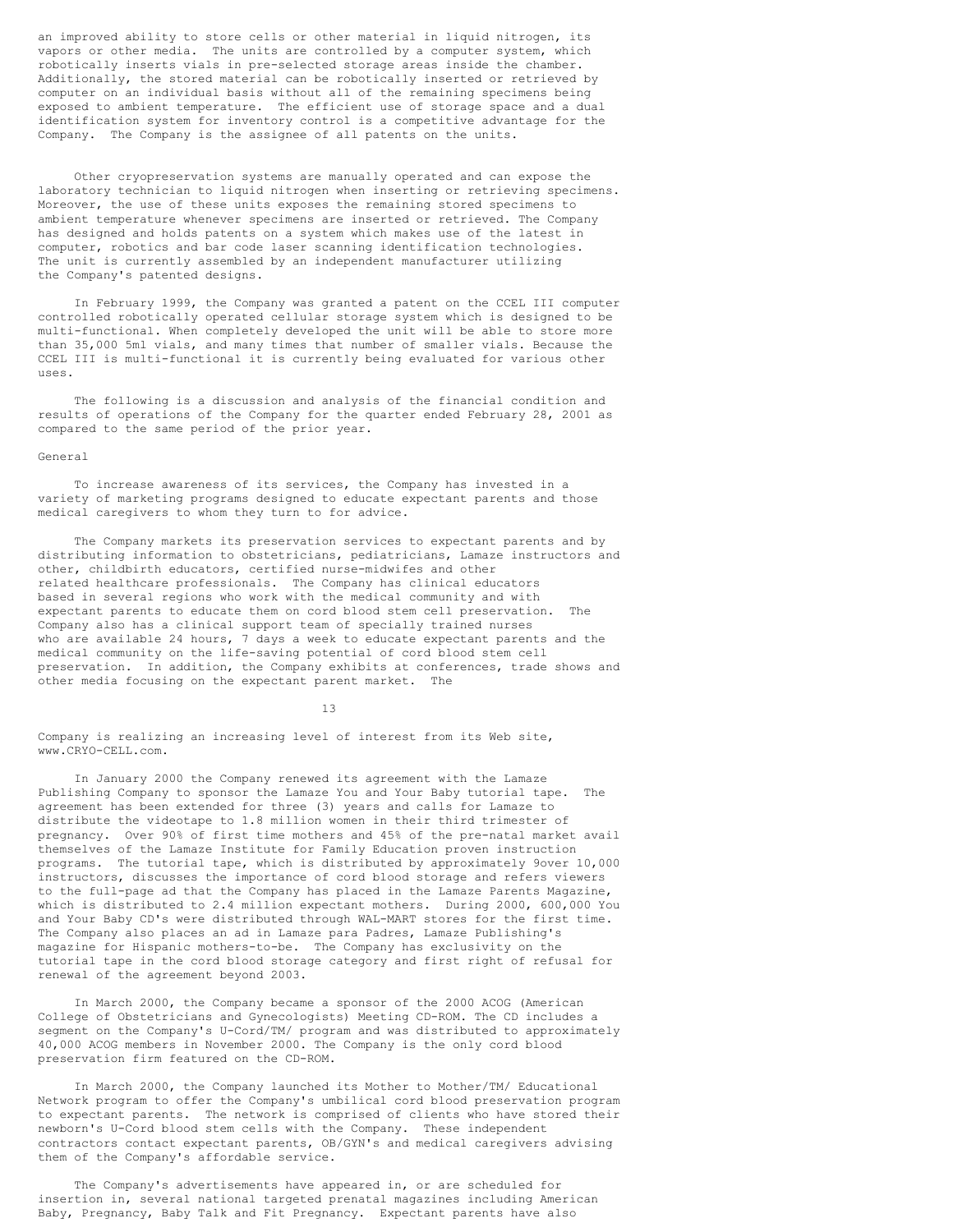an improved ability to store cells or other material in liquid nitrogen, its vapors or other media. The units are controlled by a computer system, which robotically inserts vials in pre-selected storage areas inside the chamber. Additionally, the stored material can be robotically inserted or retrieved by computer on an individual basis without all of the remaining specimens being exposed to ambient temperature. The efficient use of storage space and a dual identification system for inventory control is a competitive advantage for the Company. The Company is the assignee of all patents on the units.

Other cryopreservation systems are manually operated and can expose the laboratory technician to liquid nitrogen when inserting or retrieving specimens. Moreover, the use of these units exposes the remaining stored specimens to ambient temperature whenever specimens are inserted or retrieved. The Company has designed and holds patents on a system which makes use of the latest in computer, robotics and bar code laser scanning identification technologies. The unit is currently assembled by an independent manufacturer utilizing the Company's patented designs.

In February 1999, the Company was granted a patent on the CCEL III computer controlled robotically operated cellular storage system which is designed to be multi-functional. When completely developed the unit will be able to store more than 35,000 5ml vials, and many times that number of smaller vials. Because the CCEL III is multi-functional it is currently being evaluated for various other uses.

The following is a discussion and analysis of the financial condition and results of operations of the Company for the quarter ended February 28, 2001 as compared to the same period of the prior year.

General

To increase awareness of its services, the Company has invested in a variety of marketing programs designed to educate expectant parents and those medical caregivers to whom they turn to for advice.

The Company markets its preservation services to expectant parents and by distributing information to obstetricians, pediatricians, Lamaze instructors and other, childbirth educators, certified nurse-midwifes and other related healthcare professionals. The Company has clinical educators based in several regions who work with the medical community and with expectant parents to educate them on cord blood stem cell preservation. The Company also has a clinical support team of specially trained nurses who are available 24 hours, 7 days a week to educate expectant parents and the medical community on the life-saving potential of cord blood stem cell preservation. In addition, the Company exhibits at conferences, trade shows and other media focusing on the expectant parent market. The Company is realizing an increasing level of interest from its Web site, www.CRYO-CELL.com.

In January 2000 the Company renewed its agreement with the Lamaze Publishing Company to sponsor the Lamaze You and Your Baby tutorial tape. The agreement has been extended for three (3) years and calls for Lamaze to distribute the videotape to 1.8 million women in their third trimester of pregnancy. Over 90% of first time mothers and 45% of the pre-natal market avail themselves of the Lamaze Institute for Family Education proven instruction programs. The tutorial tape, which is distributed by approximately 9over 10,000 instructors, discusses the importance of cord blood storage and refers viewers to the full-page ad that the Company has placed in the Lamaze Parents Magazine, which is distributed to 2.4 million expectant mothers. During 2000, 600,000 You and Your Baby CD's were distributed through WAL-MART stores for the first time. The Company also places an ad in Lamaze para Padres, Lamaze Publishing's magazine for Hispanic mothers-to-be. The Company has exclusivity on the tutorial tape in the cord blood storage category and first right of refusal for renewal of the agreement beyond 2003.

In March 2000, the Company became a sponsor of the 2000 ACOG (American College of Obstetricians and Gynecologists) Meeting CD-ROM. The CD includes a segment on the Company's U-Cord/TM/ program and was distributed to approximately 40,000 ACOG members in November 2000. The Company is the only cord blood preservation firm featured on the CD-ROM.

In March 2000, the Company launched its Mother to Mother/TM/ Educational Network program to offer the Company's umbilical cord blood preservation program to expectant parents. The network is comprised of clients who have stored their newborn's U-Cord blood stem cells with the Company. These independent contractors contact expectant parents, OB/GYN's and medical caregivers advising them of the Company's affordable service.

The Company's advertisements have appeared in, or are scheduled for insertion in, several national targeted prenatal magazines including American Baby, Pregnancy, Baby Talk and Fit Pregnancy. Expectant parents have also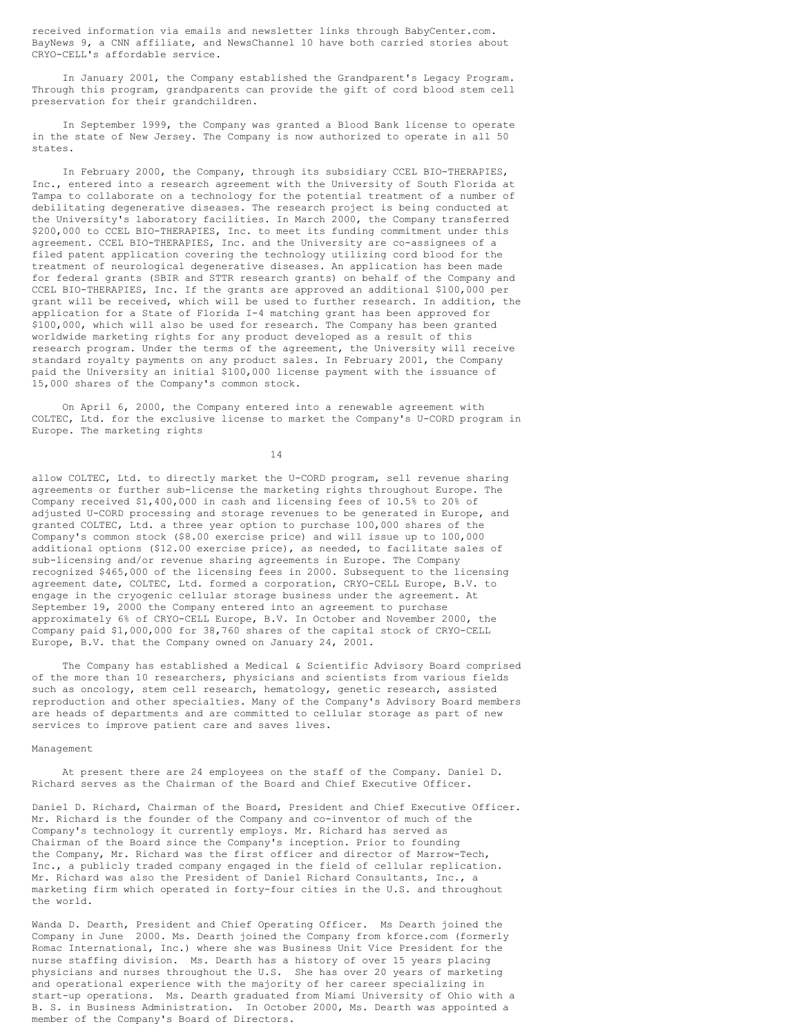received information via emails and newsletter links through BabyCenter.com. BayNews 9, a CNN affiliate, and NewsChannel 10 have both carried stories about CRYO-CELL's affordable service.

In January 2001, the Company established the Grandparent's Legacy Program. Through this program, grandparents can provide the gift of cord blood stem cell preservation for their grandchildren.

In September 1999, the Company was granted a Blood Bank license to operate in the state of New Jersey. The Company is now authorized to operate in all 50 states.

In February 2000, the Company, through its subsidiary CCEL BIO-THERAPIES, Inc., entered into a research agreement with the University of South Florida at Tampa to collaborate on a technology for the potential treatment of a number of debilitating degenerative diseases. The research project is being conducted at the University's laboratory facilities. In March 2000, the Company transferred $200,000 to CCEL BIO-THERAPIES, Inc. to meet its funding commitment under this agreement. CCEL BIO-THERAPIES, Inc. and the University are co-assignees of a filed patent application covering the technology utilizing cord blood for the treatment of neurological degenerative diseases. An application has been made for federal grants (SBIR and STTR research grants) on behalf of the Company and CCEL BIO-THERAPIES, Inc. If the grants are approved an additional $100,000 per grant will be received, which will be used to further research. In addition, the application for a State of Florida I-4 matching grant has been approved for $100,000, which will also be used for research. The Company has been granted worldwide marketing rights for any product developed as a result of this research program. Under the terms of the agreement, the University will receive standard royalty payments on any product sales. In February 2001, the Company paid the University an initial $100,000 license payment with the issuance of 15,000 shares of the Company's common stock.

On April 6, 2000, the Company entered into a renewable agreement with COLTEC, Ltd. for the exclusive license to market the Company's U-CORD program in Europe. The marketing rights allow COLTEC, Ltd. to directly market the U-CORD program, sell revenue sharing agreements or further sub-license the marketing rights throughout Europe. The Company received $1,400,000 in cash and licensing fees of 10.5% to 20% of adjusted U-CORD processing and storage revenues to be generated in Europe, and granted COLTEC, Ltd. a three year option to purchase 100,000 shares of the Company's common stock ($8.00 exercise price) and will issue up to 100,000 additional options ($12.00 exercise price), as needed, to facilitate sales of sub-licensing and/or revenue sharing agreements in Europe. The Company recognized $465,000 of the licensing fees in 2000. Subsequent to the licensing agreement date, COLTEC, Ltd. formed a corporation, CRYO-CELL Europe, B.V. to engage in the cryogenic cellular storage business under the agreement. At September 19, 2000 the Company entered into an agreement to purchase approximately 6% of CRYO-CELL Europe, B.V. In October and November 2000, the Company paid $1,000,000 for 38,760 shares of the capital stock of CRYO-CELL Europe, B.V. that the Company owned on January 24, 2001.

The Company has established a Medical & Scientific Advisory Board comprised of the more than 10 researchers, physicians and scientists from various fields such as oncology, stem cell research, hematology, genetic research, assisted reproduction and other specialties. Many of the Company's Advisory Board members are heads of departments and are committed to cellular storage as part of new services to improve patient care and saves lives.

## Management

At present there are 24 employees on the staff of the Company. Daniel D. Richard serves as the Chairman of the Board and Chief Executive Officer.

Daniel D. Richard, Chairman of the Board, President and Chief Executive Officer. Mr. Richard is the founder of the Company and co-inventor of much of the Company's technology it currently employs. Mr. Richard has served as Chairman of the Board since the Company's inception. Prior to founding the Company, Mr. Richard was the first officer and director of Marrow-Tech, Inc., a publicly traded company engaged in the field of cellular replication. Mr. Richard was also the President of Daniel Richard Consultants, Inc., a marketing firm which operated in forty-four cities in the U.S. and throughout the world.

Wanda D. Dearth, President and Chief Operating Officer. Ms Dearth joined the Company in June 2000. Ms. Dearth joined the Company from kforce.com (formerly Romac International, Inc.) where she was Business Unit Vice President for the nurse staffing division. Ms. Dearth has a history of over 15 years placing physicians and nurses throughout the U.S. She has over 20 years of marketing and operational experience with the majority of her career specializing in start-up operations. Ms. Dearth graduated from Miami University of Ohio with a B. S. in Business Administration. In October 2000, Ms. Dearth was appointed a member of the Company's Board of Directors.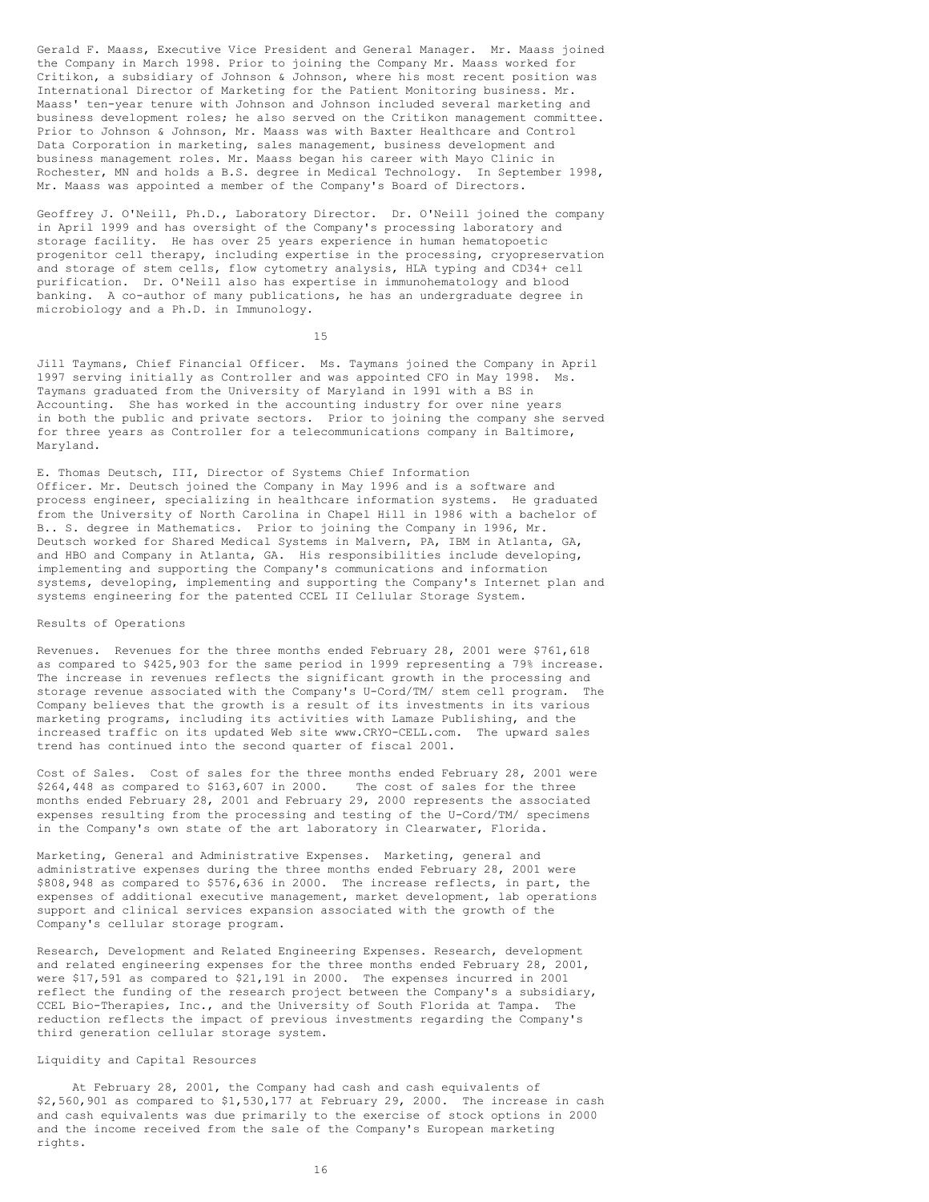Gerald F. Maass, Executive Vice President and General Manager. Mr. Maass joined the Company in March 1998. Prior to joining the Company Mr. Maass worked for Critikon, a subsidiary of Johnson & Johnson, where his most recent position was International Director of Marketing for the Patient Monitoring business. Mr. Maass' ten-year tenure with Johnson and Johnson included several marketing and business development roles; he also served on the Critikon management committee. Prior to Johnson & Johnson, Mr. Maass was with Baxter Healthcare and Control Data Corporation in marketing, sales management, business development and business management roles. Mr. Maass began his career with Mayo Clinic in Rochester, MN and holds a B.S. degree in Medical Technology. In September 1998, Mr. Maass was appointed a member of the Company's Board of Directors.

Geoffrey J. O'Neill, Ph.D., Laboratory Director. Dr. O'Neill joined the company in April 1999 and has oversight of the Company's processing laboratory and storage facility. He has over 25 years experience in human hematopoetic progenitor cell therapy, including expertise in the processing, cryopreservation and storage of stem cells, flow cytometry analysis, HLA typing and CD34+ cell purification. Dr. O'Neill also has expertise in immunohematology and blood banking. A co-author of many publications, he has an undergraduate degree in microbiology and a Ph.D. in Immunology.

Jill Taymans, Chief Financial Officer. Ms. Taymans joined the Company in April 1997 serving initially as Controller and was appointed CFO in May 1998. Ms. Taymans graduated from the University of Maryland in 1991 with a BS in Accounting. She has worked in the accounting industry for over nine years in both the public and private sectors. Prior to joining the company she served for three years as Controller for a telecommunications company in Baltimore, Maryland.

E. Thomas Deutsch, III, Director of Systems Chief Information Officer. Mr. Deutsch joined the Company in May 1996 and is a software and process engineer, specializing in healthcare information systems. He graduated from the University of North Carolina in Chapel Hill in 1986 with a bachelor of B.. S. degree in Mathematics. Prior to joining the Company in 1996, Mr. Deutsch worked for Shared Medical Systems in Malvern, PA, IBM in Atlanta, GA, and HBO and Company in Atlanta, GA. His responsibilities include developing, implementing and supporting the Company's communications and information systems, developing, implementing and supporting the Company's Internet plan and systems engineering for the patented CCEL II Cellular Storage System.

## Results of Operations

Revenues. Revenues for the three months ended February 28, 2001 were $761,618 as compared to $425,903 for the same period in 1999 representing a 79% increase. The increase in revenues reflects the significant growth in the processing and storage revenue associated with the Company's U-Cord/TM/ stem cell program. The Company believes that the growth is a result of its investments in its various marketing programs, including its activities with Lamaze Publishing, and the increased traffic on its updated Web site www.CRYO-CELL.com. The upward sales trend has continued into the second quarter of fiscal 2001.

Cost of Sales. Cost of sales for the three months ended February 28, 2001 were $264,448 as compared to $163,607 in 2000. The cost of sales for the three months ended February 28, 2001 and February 29, 2000 represents the associated expenses resulting from the processing and testing of the U-Cord/TM/ specimens in the Company's own state of the art laboratory in Clearwater, Florida.

Marketing, General and Administrative Expenses. Marketing, general and administrative expenses during the three months ended February 28, 2001 were $808,948 as compared to $576,636 in 2000. The increase reflects, in part, the expenses of additional executive management, market development, lab operations support and clinical services expansion associated with the growth of the Company's cellular storage program.

Research, Development and Related Engineering Expenses. Research, development and related engineering expenses for the three months ended February 28, 2001, were $17,591 as compared to $21,191 in 2000. The expenses incurred in 2001 reflect the funding of the research project between the Company's a subsidiary, CCEL Bio-Therapies, Inc., and the University of South Florida at Tampa. The reduction reflects the impact of previous investments regarding the Company's third generation cellular storage system.

## Liquidity and Capital Resources

At February 28, 2001, the Company had cash and cash equivalents of $2,560,901 as compared to $1,530,177 at February 29, 2000. The increase in cash and cash equivalents was due primarily to the exercise of stock options in 2000 and the income received from the sale of the Company's European marketing rights.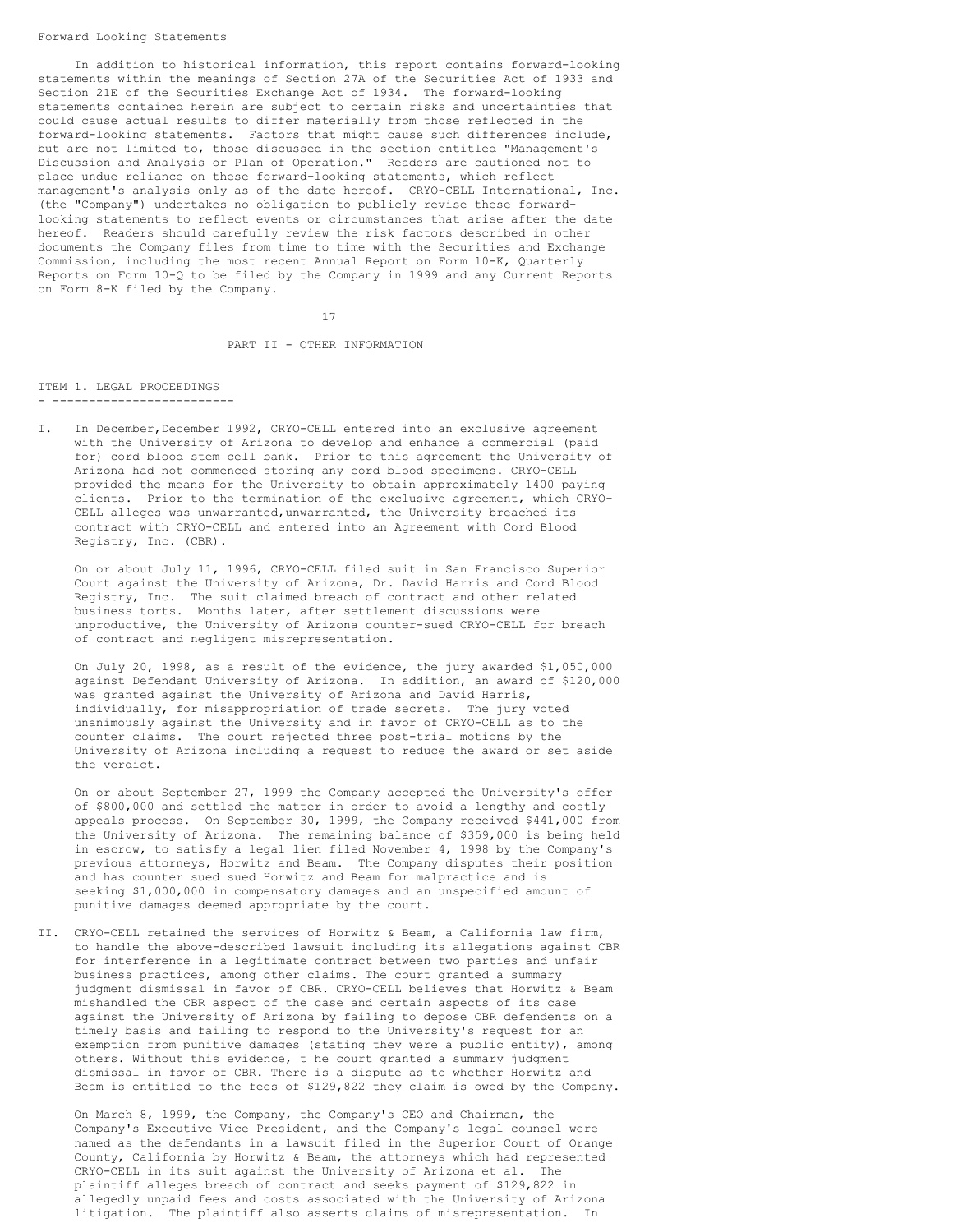Forward Looking Statements

In addition to historical information, this report contains forward-looking statements within the meanings of Section 27A of the Securities Act of 1933 and Section 21E of the Securities Exchange Act of 1934. The forward-looking statements contained herein are subject to certain risks and uncertainties that could cause actual results to differ materially from those reflected in the forward-looking statements. Factors that might cause such differences include, but are not limited to, those discussed in the section entitled "Management's Discussion and Analysis or Plan of Operation." Readers are cautioned not to place undue reliance on these forward-looking statements, which reflect management's analysis only as of the date hereof. CRYO-CELL International, Inc. (the "Company") undertakes no obligation to publicly revise these forward-looking statements to reflect events or circumstances that arise after the date hereof. Readers should carefully review the risk factors described in other documents the Company files from time to time with the Securities and Exchange Commission, including the most recent Annual Report on Form 10-K, Quarterly Reports on Form 10-Q to be filed by the Company in 1999 and any Current Reports on Form 8-K filed by the Company.

## PART II - OTHER INFORMATION

### ITEM 1. LEGAL PROCEEDINGS

I. In December,December 1992, CRYO-CELL entered into an exclusive agreement with the University of Arizona to develop and enhance a commercial (paid for) cord blood stem cell bank. Prior to this agreement the University of Arizona had not commenced storing any cord blood specimens. CRYO-CELL provided the means for the University to obtain approximately 1400 paying clients. Prior to the termination of the exclusive agreement, which CRYO-CELL alleges was unwarranted,unwarranted, the University breached its contract with CRYO-CELL and entered into an Agreement with Cord Blood Registry, Inc. (CBR).

   On or about July 11, 1996, CRYO-CELL filed suit in San Francisco Superior Court against the University of Arizona, Dr. David Harris and Cord Blood Registry, Inc. The suit claimed breach of contract and other related business torts. Months later, after settlement discussions were unproductive, the University of Arizona counter-sued CRYO-CELL for breach of contract and negligent misrepresentation.

   On July 20, 1998, as a result of the evidence, the jury awarded $1,050,000 against Defendant University of Arizona. In addition, an award of $120,000 was granted against the University of Arizona and David Harris, individually, for misappropriation of trade secrets. The jury voted unanimously against the University and in favor of CRYO-CELL as to the counter claims. The court rejected three post-trial motions by the University of Arizona including a request to reduce the award or set aside the verdict.

   On or about September 27, 1999 the Company accepted the University's offer of $800,000 and settled the matter in order to avoid a lengthy and costly appeals process. On September 30, 1999, the Company received $441,000 from the University of Arizona. The remaining balance of $359,000 is being held in escrow, to satisfy a legal lien filed November 4, 1998 by the Company's previous attorneys, Horwitz and Beam. The Company disputes their position and has counter sued sued Horwitz and Beam for malpractice and is seeking $1,000,000 in compensatory damages and an unspecified amount of punitive damages deemed appropriate by the court.

II. CRYO-CELL retained the services of Horwitz & Beam, a California law firm, to handle the above-described lawsuit including its allegations against CBR for interference in a legitimate contract between two parties and unfair business practices, among other claims. The court granted a summary judgment dismissal in favor of CBR. CRYO-CELL believes that Horwitz & Beam mishandled the CBR aspect of the case and certain aspects of its case against the University of Arizona by failing to depose CBR defendents on a timely basis and failing to respond to the University's request for an exemption from punitive damages (stating they were a public entity), among others. Without this evidence, t he court granted a summary judgment dismissal in favor of CBR. There is a dispute as to whether Horwitz and Beam is entitled to the fees of $129,822 they claim is owed by the Company.

   On March 8, 1999, the Company, the Company's CEO and Chairman, the Company's Executive Vice President, and the Company's legal counsel were named as the defendants in a lawsuit filed in the Superior Court of Orange County, California by Horwitz & Beam, the attorneys which had represented CRYO-CELL in its suit against the University of Arizona et al. The plaintiff alleges breach of contract and seeks payment of $129,822 in allegedly unpaid fees and costs associated with the University of Arizona litigation. The plaintiff also asserts claims of misrepresentation. In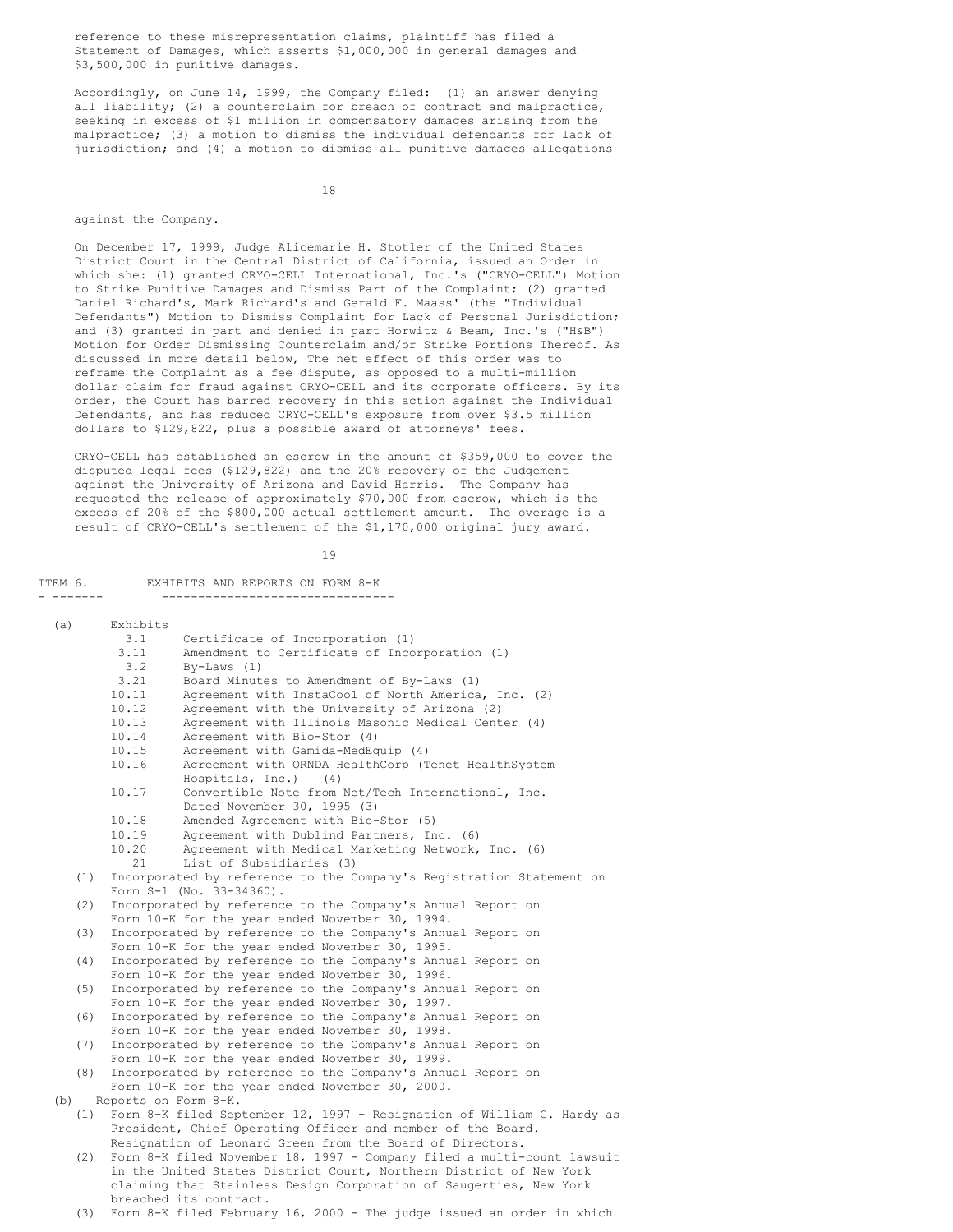reference to these misrepresentation claims, plaintiff has filed a Statement of Damages, which asserts $1,000,000 in general damages and $3,500,000 in punitive damages.

Accordingly, on June 14, 1999, the Company filed: (1) an answer denying all liability; (2) a counterclaim for breach of contract and malpractice, seeking in excess of $1 million in compensatory damages arising from the malpractice; (3) a motion to dismiss the individual defendants for lack of jurisdiction; and (4) a motion to dismiss all punitive damages allegations against the Company.

On December 17, 1999, Judge Alicemarie H. Stotler of the United States District Court in the Central District of California, issued an Order in which she: (1) granted CRYO-CELL International, Inc.'s ("CRYO-CELL") Motion to Strike Punitive Damages and Dismiss Part of the Complaint; (2) granted Daniel Richard's, Mark Richard's and Gerald F. Maass' (the "Individual Defendants") Motion to Dismiss Complaint for Lack of Personal Jurisdiction; and (3) granted in part and denied in part Horwitz & Beam, Inc.'s ("H&B") Motion for Order Dismissing Counterclaim and/or Strike Portions Thereof. As discussed in more detail below, The net effect of this order was to reframe the Complaint as a fee dispute, as opposed to a multi-million dollar claim for fraud against CRYO-CELL and its corporate officers. By its order, the Court has barred recovery in this action against the Individual Defendants, and has reduced CRYO-CELL's exposure from over $3.5 million dollars to $129,822, plus a possible award of attorneys' fees.

CRYO-CELL has established an escrow in the amount of $359,000 to cover the disputed legal fees ($129,822) and the 20% recovery of the Judgement against the University of Arizona and David Harris. The Company has requested the release of approximately $70,000 from escrow, which is the excess of 20% of the $800,000 actual settlement amount. The overage is a result of CRYO-CELL's settlement of the $1,170,000 original jury award.

## ITEM 6. EXHIBITS AND REPORTS ON FORM 8-K

(a) Exhibits

| | |
|---|---|
| 3.1 | Certificate of Incorporation (1) |
| 3.11 | Amendment to Certificate of Incorporation (1) |
| 3.2 | By-Laws (1) |
| 3.21 | Board Minutes to Amendment of By-Laws (1) |
| 10.11 | Agreement with InstaCool of North America, Inc. (2) |
| 10.12 | Agreement with the University of Arizona (2) |
| 10.13 | Agreement with Illinois Masonic Medical Center (4) |
| 10.14 | Agreement with Bio-Stor (4) |
| 10.15 | Agreement with Gamida-MedEquip (4) |
| 10.16 | Agreement with ORNDA HealthCorp (Tenet HealthSystem Hospitals, Inc.) (4) |
| 10.17 | Convertible Note from Net/Tech International, Inc. Dated November 30, 1995 (3) |
| 10.18 | Amended Agreement with Bio-Stor (5) |
| 10.19 | Agreement with Dublind Partners, Inc. (6) |
| 10.20 | Agreement with Medical Marketing Network, Inc. (6) |
| 21 | List of Subsidiaries (3) |

(1) Incorporated by reference to the Company's Registration Statement on Form S-1 (No. 33-34360).
(2) Incorporated by reference to the Company's Annual Report on Form 10-K for the year ended November 30, 1994.
(3) Incorporated by reference to the Company's Annual Report on Form 10-K for the year ended November 30, 1995.
(4) Incorporated by reference to the Company's Annual Report on Form 10-K for the year ended November 30, 1996.
(5) Incorporated by reference to the Company's Annual Report on Form 10-K for the year ended November 30, 1997.
(6) Incorporated by reference to the Company's Annual Report on Form 10-K for the year ended November 30, 1998.
(7) Incorporated by reference to the Company's Annual Report on Form 10-K for the year ended November 30, 1999.
(8) Incorporated by reference to the Company's Annual Report on Form 10-K for the year ended November 30, 2000.

(b) Reports on Form 8-K.

(1) Form 8-K filed September 12, 1997 - Resignation of William C. Hardy as President, Chief Operating Officer and member of the Board. Resignation of Leonard Green from the Board of Directors.
(2) Form 8-K filed November 18, 1997 - Company filed a multi-count lawsuit in the United States District Court, Northern District of New York claiming that Stainless Design Corporation of Saugerties, New York breached its contract.
(3) Form 8-K filed February 16, 2000 - The judge issued an order in which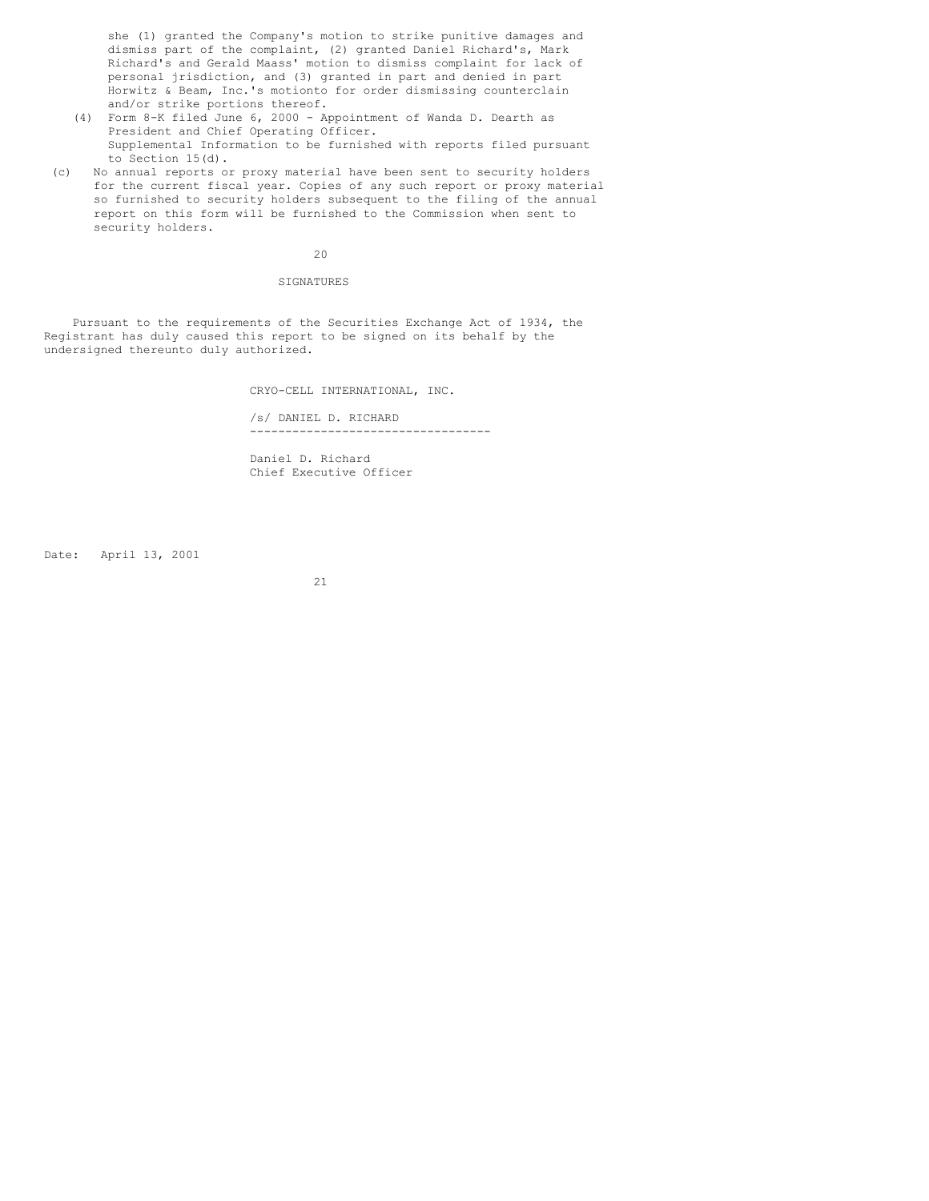she (1) granted the Company's motion to strike punitive damages and dismiss part of the complaint, (2) granted Daniel Richard's, Mark Richard's and Gerald Maass' motion to dismiss complaint for lack of personal jrisdiction, and (3) granted in part and denied in part Horwitz & Beam, Inc.'s motionto for order dismissing counterclain and/or strike portions thereof.

(4) Form 8-K filed June 6, 2000 - Appointment of Wanda D. Dearth as President and Chief Operating Officer.

Supplemental Information to be furnished with reports filed pursuant to Section 15(d).

(c) No annual reports or proxy material have been sent to security holders for the current fiscal year. Copies of any such report or proxy material so furnished to security holders subsequent to the filing of the annual report on this form will be furnished to the Commission when sent to security holders.

## SIGNATURES

Pursuant to the requirements of the Securities Exchange Act of 1934, the Registrant has duly caused this report to be signed on its behalf by the undersigned thereunto duly authorized.

CRYO-CELL INTERNATIONAL, INC.

/s/ DANIEL D. RICHARD

---

Daniel D. Richard
Chief Executive Officer

Date: April 13, 2001